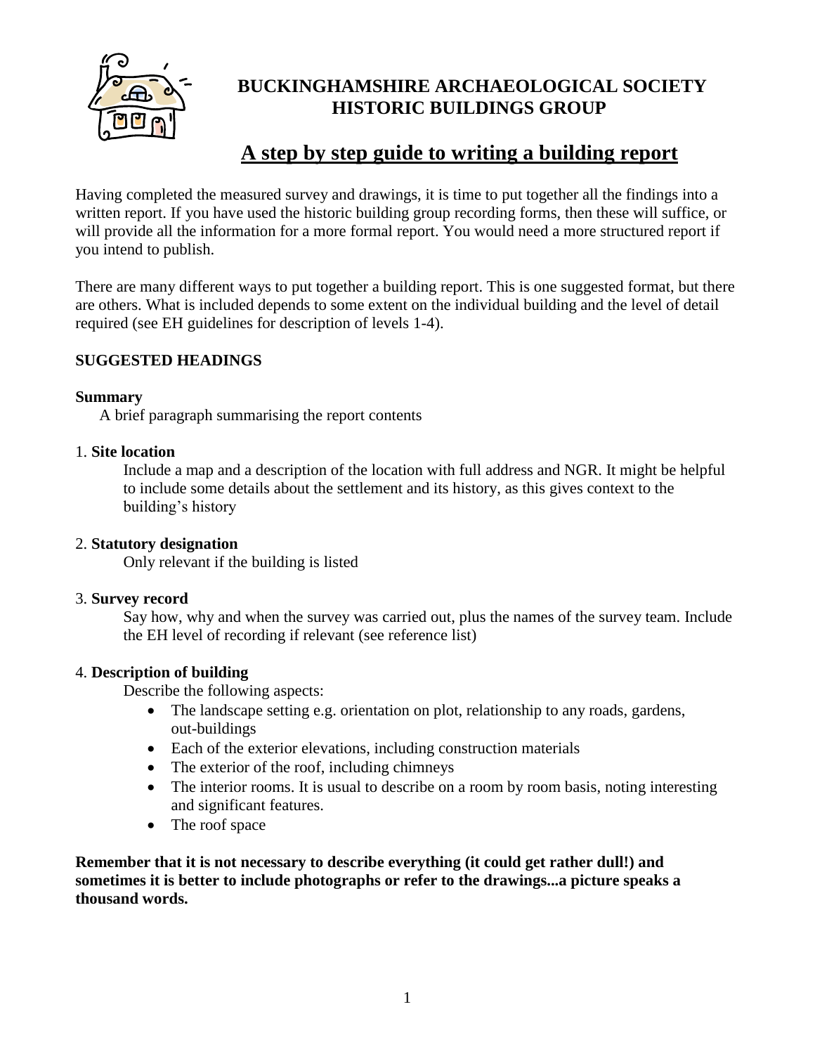# BUCKINGHAMSHIRE ARCHAEOLOGICAL SOCIETY
# HISTORIC BUILDINGS GROUP

## A step by step guide to writing a building report

Having completed the measured survey and drawings, it is time to put together all the findings into a written report. If you have used the historic building group recording forms, then these will suffice, or will provide all the information for a more formal report. You would need a more structured report if you intend to publish.

There are many different ways to put together a building report. This is one suggested format, but there are others. What is included depends to some extent on the individual building and the level of detail required (see EH guidelines for description of levels 1-4).

### SUGGESTED HEADINGS

**Summary**

A brief paragraph summarising the report contents

1. **Site location**

   Include a map and a description of the location with full address and NGR. It might be helpful to include some details about the settlement and its history, as this gives context to the building's history

2. **Statutory designation**

   Only relevant if the building is listed

3. **Survey record**

   Say how, why and when the survey was carried out, plus the names of the survey team. Include the EH level of recording if relevant (see reference list)

4. **Description of building**

   Describe the following aspects:

   - The landscape setting e.g. orientation on plot, relationship to any roads, gardens, out-buildings
   - Each of the exterior elevations, including construction materials
   - The exterior of the roof, including chimneys
   - The interior rooms. It is usual to describe on a room by room basis, noting interesting and significant features.
   - The roof space

**Remember that it is not necessary to describe everything (it could get rather dull!) and sometimes it is better to include photographs or refer to the drawings...a picture speaks a thousand words.**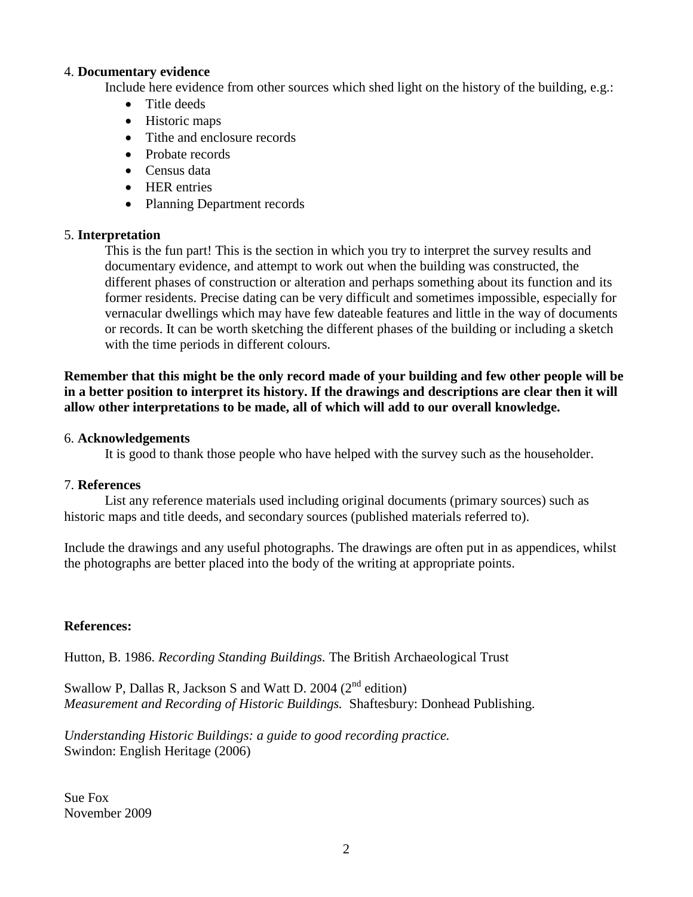4. **Documentary evidence**

Include here evidence from other sources which shed light on the history of the building, e.g.:

- Title deeds
- Historic maps
- Tithe and enclosure records
- Probate records
- Census data
- HER entries
- Planning Department records

5. **Interpretation**

This is the fun part! This is the section in which you try to interpret the survey results and documentary evidence, and attempt to work out when the building was constructed, the different phases of construction or alteration and perhaps something about its function and its former residents. Precise dating can be very difficult and sometimes impossible, especially for vernacular dwellings which may have few dateable features and little in the way of documents or records. It can be worth sketching the different phases of the building or including a sketch with the time periods in different colours.

**Remember that this might be the only record made of your building and few other people will be in a better position to interpret its history. If the drawings and descriptions are clear then it will allow other interpretations to be made, all of which will add to our overall knowledge.**

6. **Acknowledgements**

It is good to thank those people who have helped with the survey such as the householder.

7. **References**

List any reference materials used including original documents (primary sources) such as historic maps and title deeds, and secondary sources (published materials referred to).

Include the drawings and any useful photographs. The drawings are often put in as appendices, whilst the photographs are better placed into the body of the writing at appropriate points.

**References:**

Hutton, B. 1986. *Recording Standing Buildings.* The British Archaeological Trust

Swallow P, Dallas R, Jackson S and Watt D. 2004 (2nd edition)
*Measurement and Recording of Historic Buildings.* Shaftesbury: Donhead Publishing.

*Understanding Historic Buildings: a guide to good recording practice.*
Swindon: English Heritage (2006)

Sue Fox
November 2009